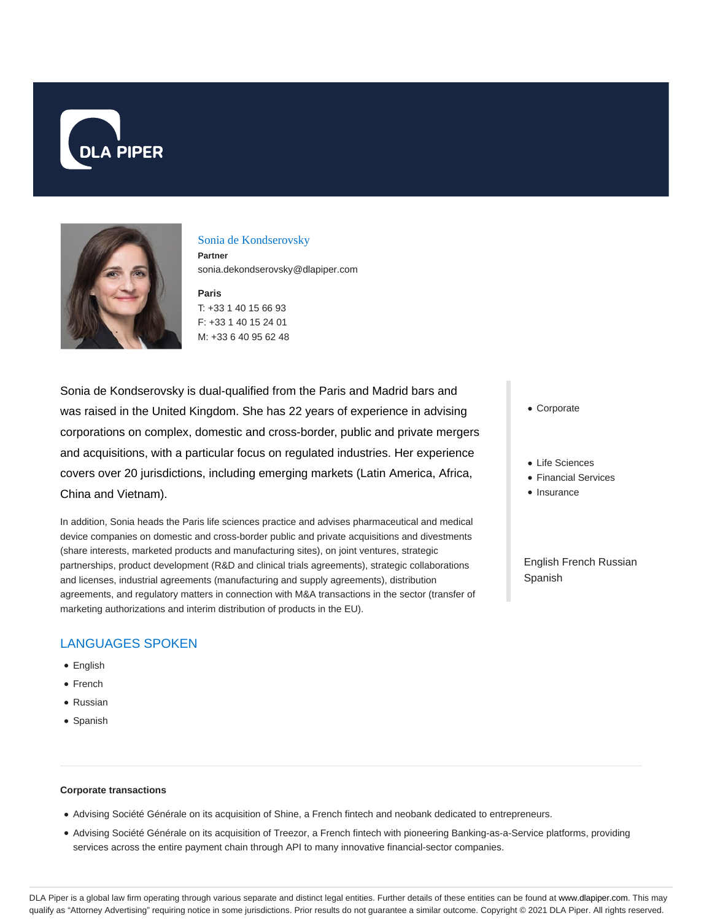# Sonia de Kondserovsky

**Partner**

sonia.dekondserovsky@dlapiper.com

**Paris**

T: +33 1 40 15 66 93
F: +33 1 40 15 24 01
M: +33 6 40 95 62 48

Sonia de Kondserovsky is dual-qualified from the Paris and Madrid bars and was raised in the United Kingdom. She has 22 years of experience in advising corporations on complex, domestic and cross-border, public and private mergers and acquisitions, with a particular focus on regulated industries. Her experience covers over 20 jurisdictions, including emerging markets (Latin America, Africa, China and Vietnam).

In addition, Sonia heads the Paris life sciences practice and advises pharmaceutical and medical device companies on domestic and cross-border public and private acquisitions and divestments (share interests, marketed products and manufacturing sites), on joint ventures, strategic partnerships, product development (R&D and clinical trials agreements), strategic collaborations and licenses, industrial agreements (manufacturing and supply agreements), distribution agreements, and regulatory matters in connection with M&A transactions in the sector (transfer of marketing authorizations and interim distribution of products in the EU).

- Corporate

- Life Sciences
- Financial Services
- Insurance

English French Russian Spanish

## LANGUAGES SPOKEN

- English
- French
- Russian
- Spanish

**Corporate transactions**

- Advising Société Générale on its acquisition of Shine, a French fintech and neobank dedicated to entrepreneurs.
- Advising Société Générale on its acquisition of Treezor, a French fintech with pioneering Banking-as-a-Service platforms, providing services across the entire payment chain through API to many innovative financial-sector companies.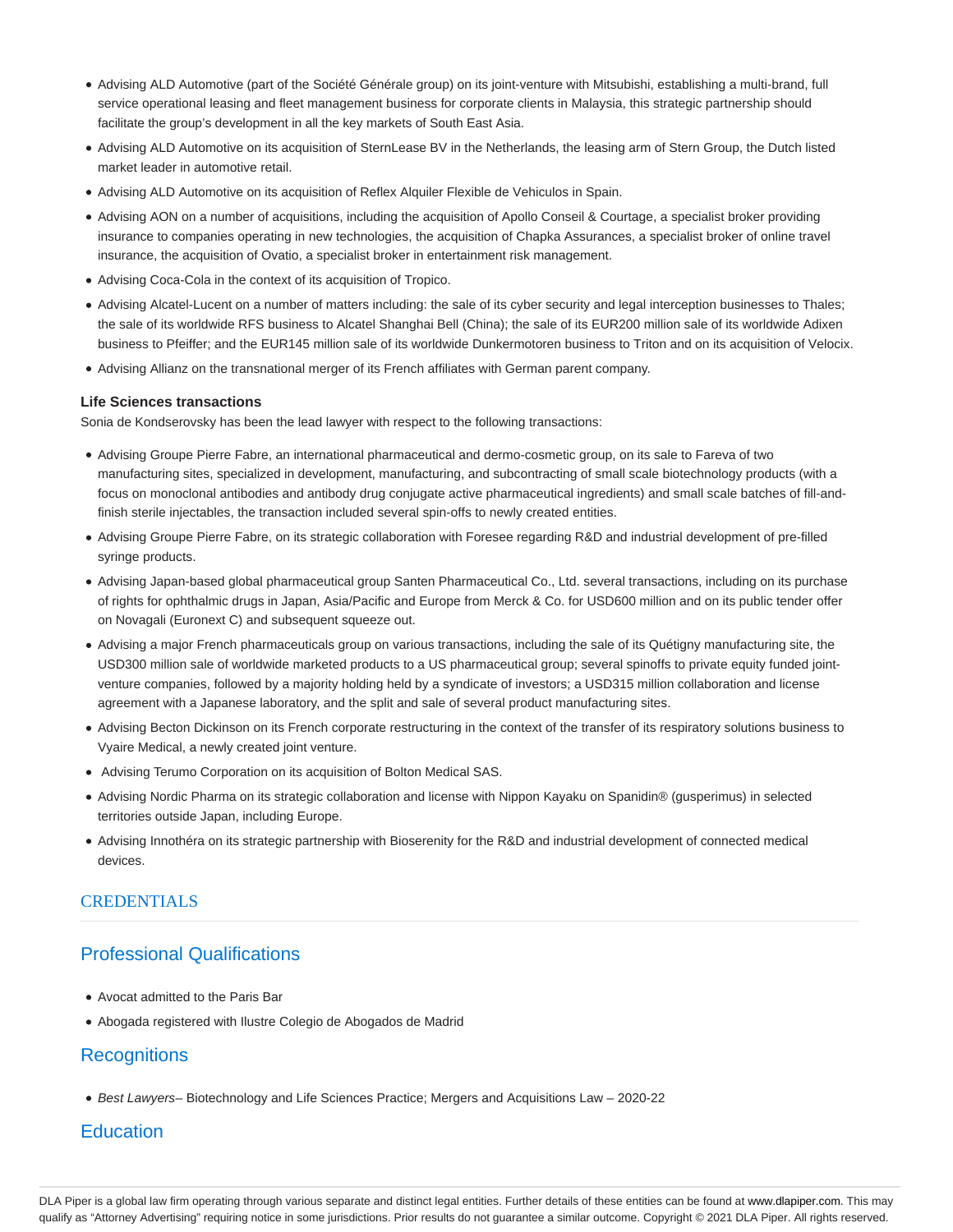- Advising ALD Automotive (part of the Société Générale group) on its joint-venture with Mitsubishi, establishing a multi-brand, full service operational leasing and fleet management business for corporate clients in Malaysia, this strategic partnership should facilitate the group's development in all the key markets of South East Asia.
- Advising ALD Automotive on its acquisition of SternLease BV in the Netherlands, the leasing arm of Stern Group, the Dutch listed market leader in automotive retail.
- Advising ALD Automotive on its acquisition of Reflex Alquiler Flexible de Vehiculos in Spain.
- Advising AON on a number of acquisitions, including the acquisition of Apollo Conseil & Courtage, a specialist broker providing insurance to companies operating in new technologies, the acquisition of Chapka Assurances, a specialist broker of online travel insurance, the acquisition of Ovatio, a specialist broker in entertainment risk management.
- Advising Coca-Cola in the context of its acquisition of Tropico.
- Advising Alcatel-Lucent on a number of matters including: the sale of its cyber security and legal interception businesses to Thales; the sale of its worldwide RFS business to Alcatel Shanghai Bell (China); the sale of its EUR200 million sale of its worldwide Adixen business to Pfeiffer; and the EUR145 million sale of its worldwide Dunkermotoren business to Triton and on its acquisition of Velocix.
- Advising Allianz on the transnational merger of its French affiliates with German parent company.

**Life Sciences transactions**

Sonia de Kondserovsky has been the lead lawyer with respect to the following transactions:

- Advising Groupe Pierre Fabre, an international pharmaceutical and dermo-cosmetic group, on its sale to Fareva of two manufacturing sites, specialized in development, manufacturing, and subcontracting of small scale biotechnology products (with a focus on monoclonal antibodies and antibody drug conjugate active pharmaceutical ingredients) and small scale batches of fill-and-finish sterile injectables, the transaction included several spin-offs to newly created entities.
- Advising Groupe Pierre Fabre, on its strategic collaboration with Foresee regarding R&D and industrial development of pre-filled syringe products.
- Advising Japan-based global pharmaceutical group Santen Pharmaceutical Co., Ltd. several transactions, including on its purchase of rights for ophthalmic drugs in Japan, Asia/Pacific and Europe from Merck & Co. for USD600 million and on its public tender offer on Novagali (Euronext C) and subsequent squeeze out.
- Advising a major French pharmaceuticals group on various transactions, including the sale of its Quétigny manufacturing site, the USD300 million sale of worldwide marketed products to a US pharmaceutical group; several spinoffs to private equity funded joint-venture companies, followed by a majority holding held by a syndicate of investors; a USD315 million collaboration and license agreement with a Japanese laboratory, and the split and sale of several product manufacturing sites.
- Advising Becton Dickinson on its French corporate restructuring in the context of the transfer of its respiratory solutions business to Vyaire Medical, a newly created joint venture.
- Advising Terumo Corporation on its acquisition of Bolton Medical SAS.
- Advising Nordic Pharma on its strategic collaboration and license with Nippon Kayaku on Spanidin® (gusperimus) in selected territories outside Japan, including Europe.
- Advising Innothéra on its strategic partnership with Bioserenity for the R&D and industrial development of connected medical devices.

## CREDENTIALS

### Professional Qualifications

- Avocat admitted to the Paris Bar
- Abogada registered with Ilustre Colegio de Abogados de Madrid

### Recognitions

- *Best Lawyers*– Biotechnology and Life Sciences Practice; Mergers and Acquisitions Law – 2020-22

### Education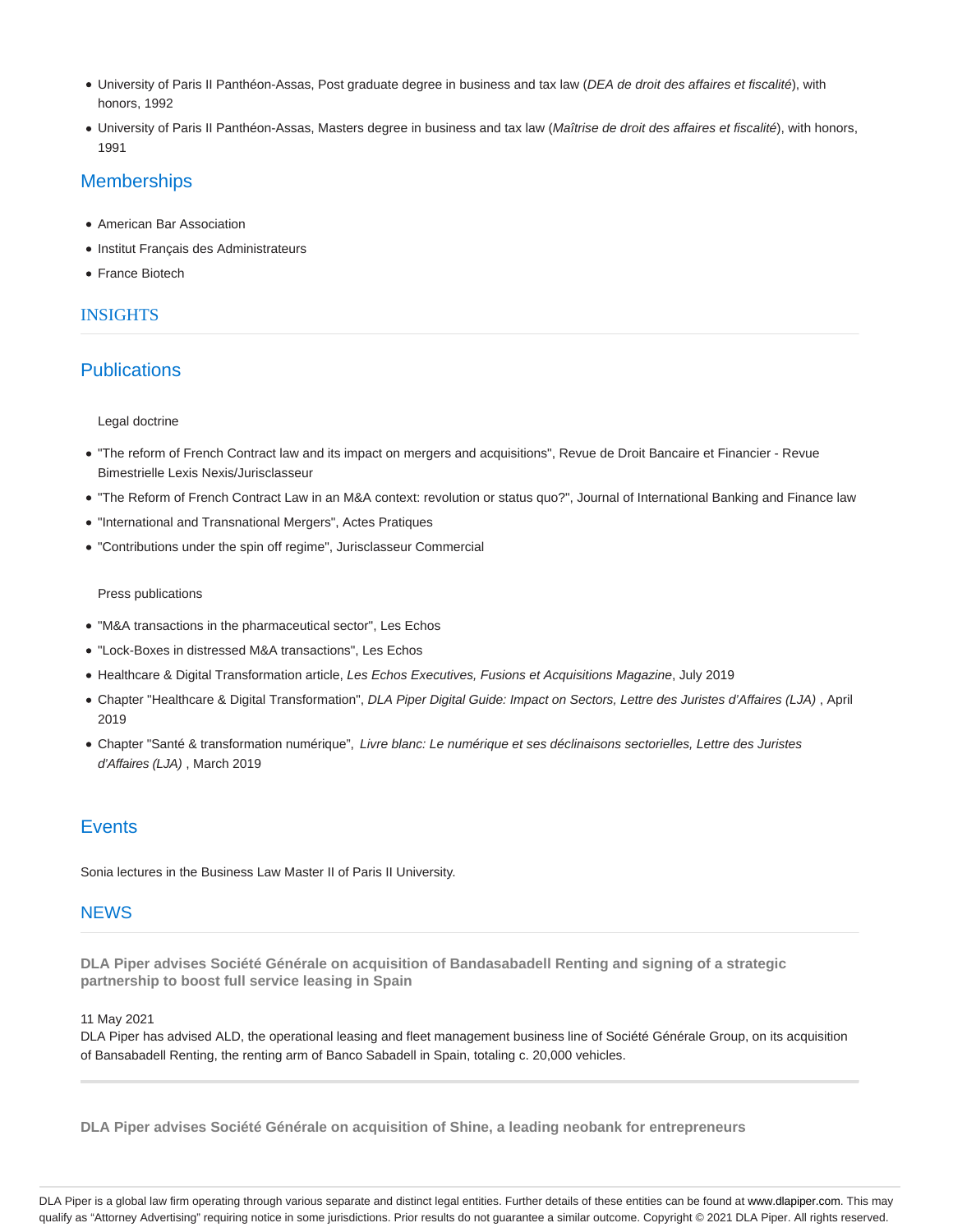- University of Paris II Panthéon-Assas, Post graduate degree in business and tax law (*DEA de droit des affaires et fiscalité*), with honors, 1992
- University of Paris II Panthéon-Assas, Masters degree in business and tax law (*Maîtrise de droit des affaires et fiscalité*), with honors, 1991

## Memberships

- American Bar Association
- Institut Français des Administrateurs
- France Biotech

## INSIGHTS

## Publications

Legal doctrine

- "The reform of French Contract law and its impact on mergers and acquisitions", Revue de Droit Bancaire et Financier - Revue Bimestrielle Lexis Nexis/Jurisclasseur
- "The Reform of French Contract Law in an M&A context: revolution or status quo?", Journal of International Banking and Finance law
- "International and Transnational Mergers", Actes Pratiques
- "Contributions under the spin off regime", Jurisclasseur Commercial

Press publications

- "M&A transactions in the pharmaceutical sector", Les Echos
- "Lock-Boxes in distressed M&A transactions", Les Echos
- Healthcare & Digital Transformation article, *Les Echos Executives, Fusions et Acquisitions Magazine*, July 2019
- Chapter "Healthcare & Digital Transformation", *DLA Piper Digital Guide: Impact on Sectors, Lettre des Juristes d'Affaires (LJA)* , April 2019
- Chapter "Santé & transformation numérique", *Livre blanc: Le numérique et ses déclinaisons sectorielles, Lettre des Juristes d'Affaires (LJA)* , March 2019

## Events

Sonia lectures in the Business Law Master II of Paris II University.

## NEWS

**DLA Piper advises Société Générale on acquisition of Bandasabadell Renting and signing of a strategic partnership to boost full service leasing in Spain**

11 May 2021

DLA Piper has advised ALD, the operational leasing and fleet management business line of Société Générale Group, on its acquisition of Bansabadell Renting, the renting arm of Banco Sabadell in Spain, totaling c. 20,000 vehicles.

**DLA Piper advises Société Générale on acquisition of Shine, a leading neobank for entrepreneurs**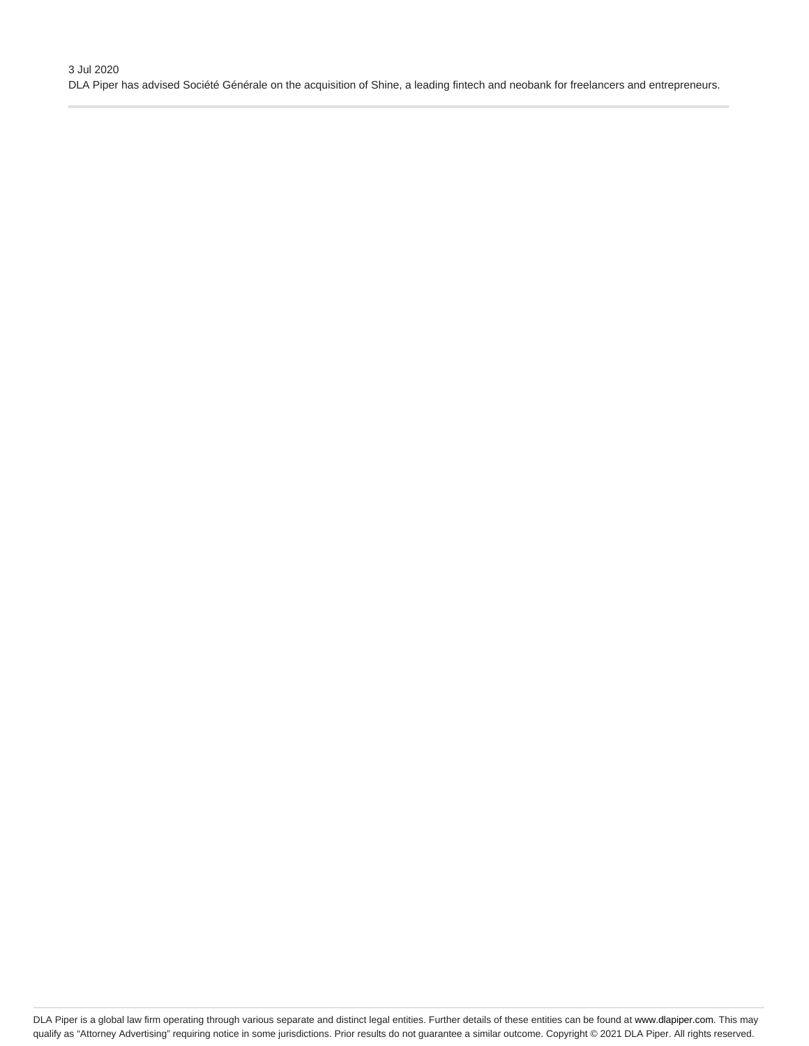3 Jul 2020

DLA Piper has advised Société Générale on the acquisition of Shine, a leading fintech and neobank for freelancers and entrepreneurs.

---

DLA Piper is a global law firm operating through various separate and distinct legal entities. Further details of these entities can be found at www.dlapiper.com. This may qualify as "Attorney Advertising" requiring notice in some jurisdictions. Prior results do not guarantee a similar outcome. Copyright © 2021 DLA Piper. All rights reserved.